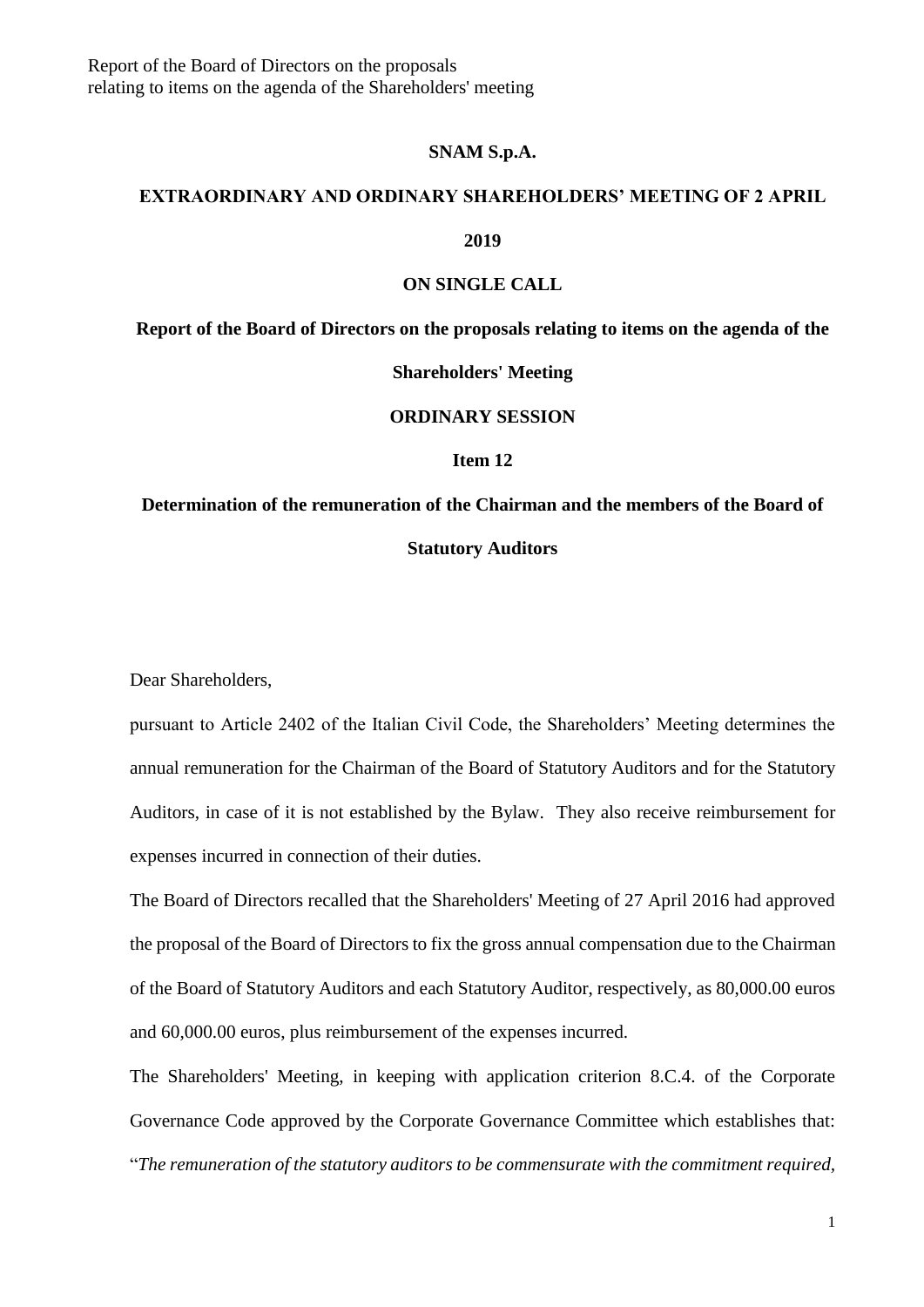**SNAM S.p.A.**

**EXTRAORDINARY AND ORDINARY SHAREHOLDERS' MEETING OF 2 APRIL 2019**

**ON SINGLE CALL**

**Report of the Board of Directors on the proposals relating to items on the agenda of the Shareholders' Meeting**

**ORDINARY SESSION**

**Item 12**

**Determination of the remuneration of the Chairman and the members of the Board of Statutory Auditors**

Dear Shareholders,

pursuant to Article 2402 of the Italian Civil Code, the Shareholders' Meeting determines the annual remuneration for the Chairman of the Board of Statutory Auditors and for the Statutory Auditors, in case of it is not established by the Bylaw. They also receive reimbursement for expenses incurred in connection of their duties.

The Board of Directors recalled that the Shareholders' Meeting of 27 April 2016 had approved the proposal of the Board of Directors to fix the gross annual compensation due to the Chairman of the Board of Statutory Auditors and each Statutory Auditor, respectively, as 80,000.00 euros and 60,000.00 euros, plus reimbursement of the expenses incurred.

The Shareholders' Meeting, in keeping with application criterion 8.C.4. of the Corporate Governance Code approved by the Corporate Governance Committee which establishes that: "*The remuneration of the statutory auditors to be commensurate with the commitment required,*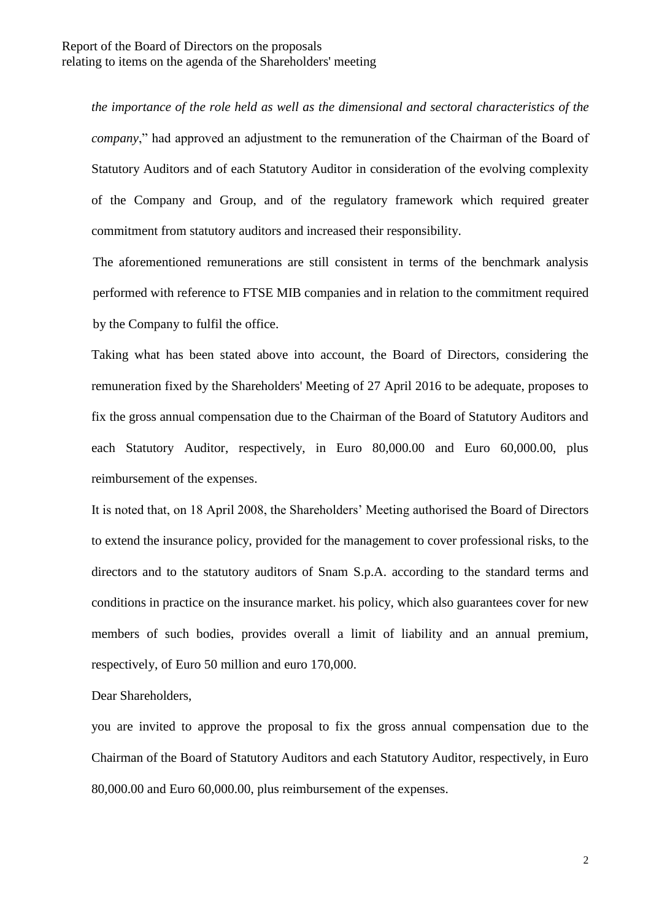*the importance of the role held as well as the dimensional and sectoral characteristics of the company*," had approved an adjustment to the remuneration of the Chairman of the Board of Statutory Auditors and of each Statutory Auditor in consideration of the evolving complexity of the Company and Group, and of the regulatory framework which required greater commitment from statutory auditors and increased their responsibility.

The aforementioned remunerations are still consistent in terms of the benchmark analysis performed with reference to FTSE MIB companies and in relation to the commitment required by the Company to fulfil the office.

Taking what has been stated above into account, the Board of Directors, considering the remuneration fixed by the Shareholders' Meeting of 27 April 2016 to be adequate, proposes to fix the gross annual compensation due to the Chairman of the Board of Statutory Auditors and each Statutory Auditor, respectively, in Euro 80,000.00 and Euro 60,000.00, plus reimbursement of the expenses.

It is noted that, on 18 April 2008, the Shareholders' Meeting authorised the Board of Directors to extend the insurance policy, provided for the management to cover professional risks, to the directors and to the statutory auditors of Snam S.p.A. according to the standard terms and conditions in practice on the insurance market. his policy, which also guarantees cover for new members of such bodies, provides overall a limit of liability and an annual premium, respectively, of Euro 50 million and euro 170,000.

Dear Shareholders,

you are invited to approve the proposal to fix the gross annual compensation due to the Chairman of the Board of Statutory Auditors and each Statutory Auditor, respectively, in Euro 80,000.00 and Euro 60,000.00, plus reimbursement of the expenses.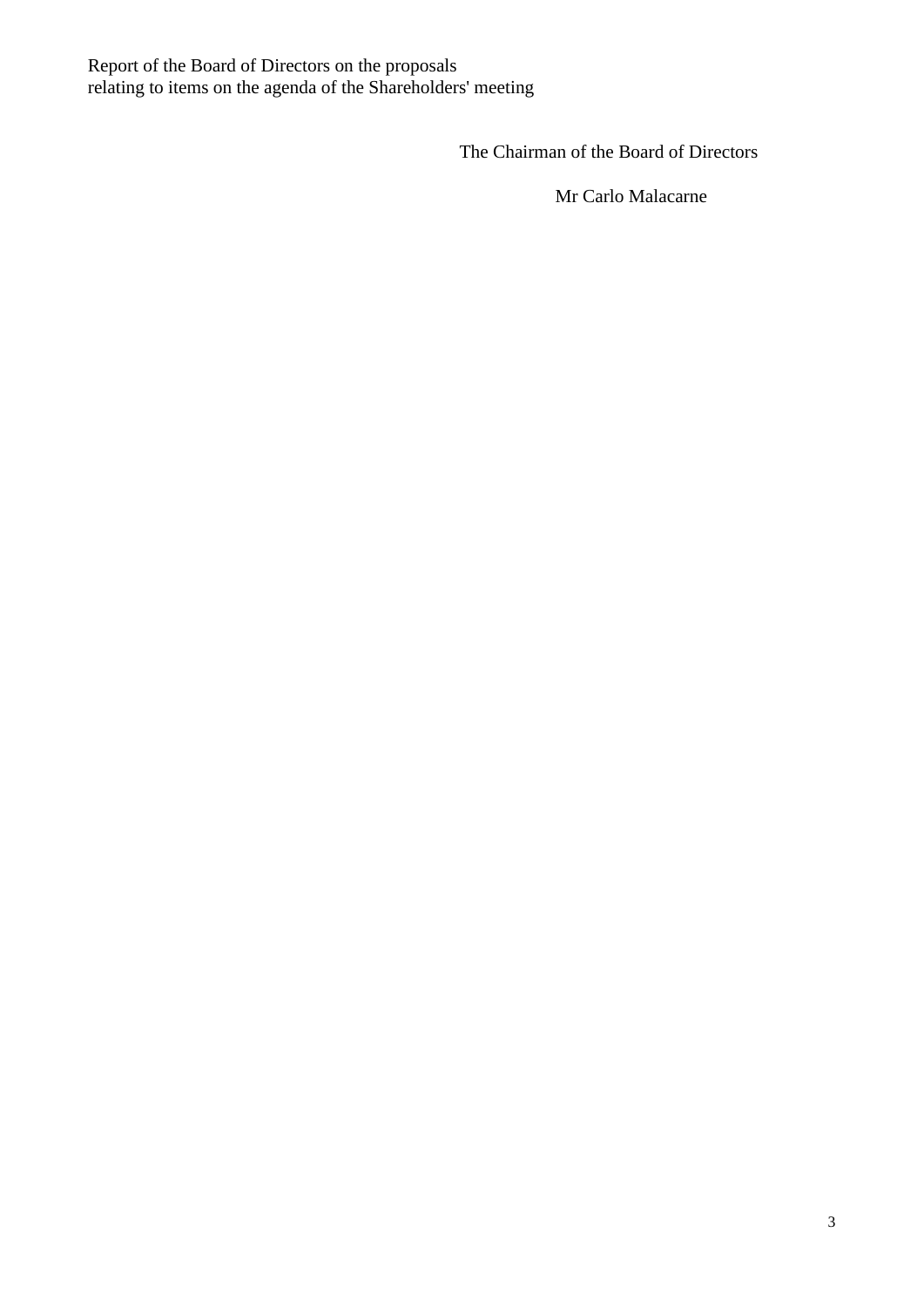The Chairman of the Board of Directors

Mr Carlo Malacarne